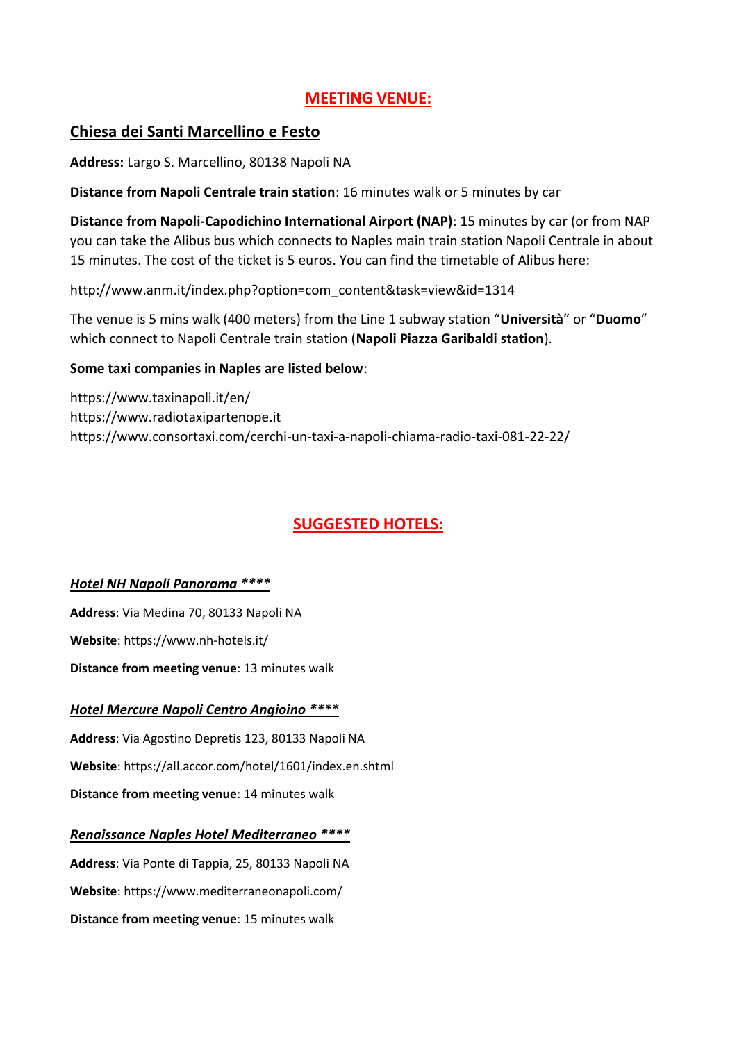# MEETING VENUE:

## Chiesa dei Santi Marcellino e Festo

**Address:** Largo S. Marcellino, 80138 Napoli NA

**Distance from Napoli Centrale train station**: 16 minutes walk or 5 minutes by car

**Distance from Napoli-Capodichino International Airport (NAP)**: 15 minutes by car (or from NAP you can take the Alibus bus which connects to Naples main train station Napoli Centrale in about 15 minutes. The cost of the ticket is 5 euros. You can find the timetable of Alibus here:

http://www.anm.it/index.php?option=com_content&task=view&id=1314

The venue is 5 mins walk (400 meters) from the Line 1 subway station "**Università**" or "**Duomo**" which connect to Napoli Centrale train station (**Napoli Piazza Garibaldi station**).

**Some taxi companies in Naples are listed below**:

https://www.taxinapoli.it/en/
https://www.radiotaxipartenope.it
https://www.consortaxi.com/cerchi-un-taxi-a-napoli-chiama-radio-taxi-081-22-22/

# SUGGESTED HOTELS:

### *Hotel NH Napoli Panorama ****

**Address**: Via Medina 70, 80133 Napoli NA

**Website**: https://www.nh-hotels.it/

**Distance from meeting venue**: 13 minutes walk

### *Hotel Mercure Napoli Centro Angioino ****

**Address**: Via Agostino Depretis 123, 80133 Napoli NA

**Website**: https://all.accor.com/hotel/1601/index.en.shtml

**Distance from meeting venue**: 14 minutes walk

### *Renaissance Naples Hotel Mediterraneo ****

**Address**: Via Ponte di Tappia, 25, 80133 Napoli NA

**Website**: https://www.mediterraneonapoli.com/

**Distance from meeting venue**: 15 minutes walk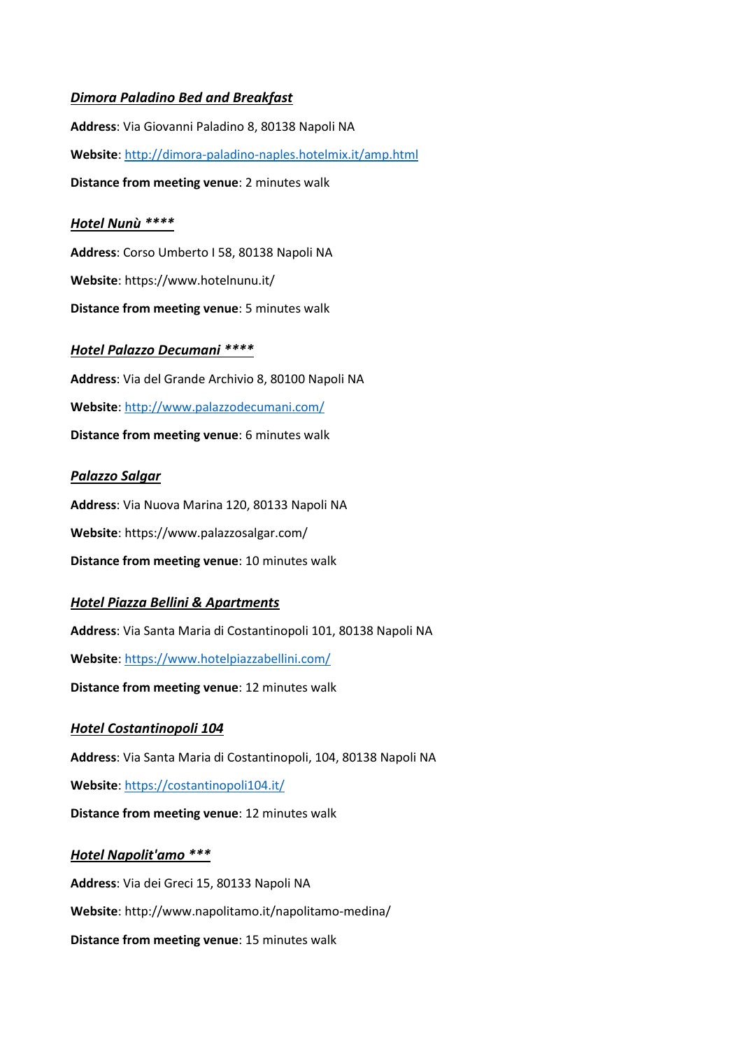***Dimora Paladino Bed and Breakfast***

**Address**: Via Giovanni Paladino 8, 80138 Napoli NA

**Website**: http://dimora-paladino-naples.hotelmix.it/amp.html

**Distance from meeting venue**: 2 minutes walk

***Hotel Nunù ****

**Address**: Corso Umberto I 58, 80138 Napoli NA

**Website**: https://www.hotelnunu.it/

**Distance from meeting venue**: 5 minutes walk

***Hotel Palazzo Decumani ****

**Address**: Via del Grande Archivio 8, 80100 Napoli NA

**Website**: http://www.palazzodecumani.com/

**Distance from meeting venue**: 6 minutes walk

***Palazzo Salgar***

**Address**: Via Nuova Marina 120, 80133 Napoli NA

**Website**: https://www.palazzosalgar.com/

**Distance from meeting venue**: 10 minutes walk

***Hotel Piazza Bellini & Apartments***

**Address**: Via Santa Maria di Costantinopoli 101, 80138 Napoli NA

**Website**: https://www.hotelpiazzabellini.com/

**Distance from meeting venue**: 12 minutes walk

***Hotel Costantinopoli 104***

**Address**: Via Santa Maria di Costantinopoli, 104, 80138 Napoli NA

**Website**: https://costantinopoli104.it/

**Distance from meeting venue**: 12 minutes walk

***Hotel Napolit'amo ****

**Address**: Via dei Greci 15, 80133 Napoli NA

**Website**: http://www.napolitamo.it/napolitamo-medina/

**Distance from meeting venue**: 15 minutes walk